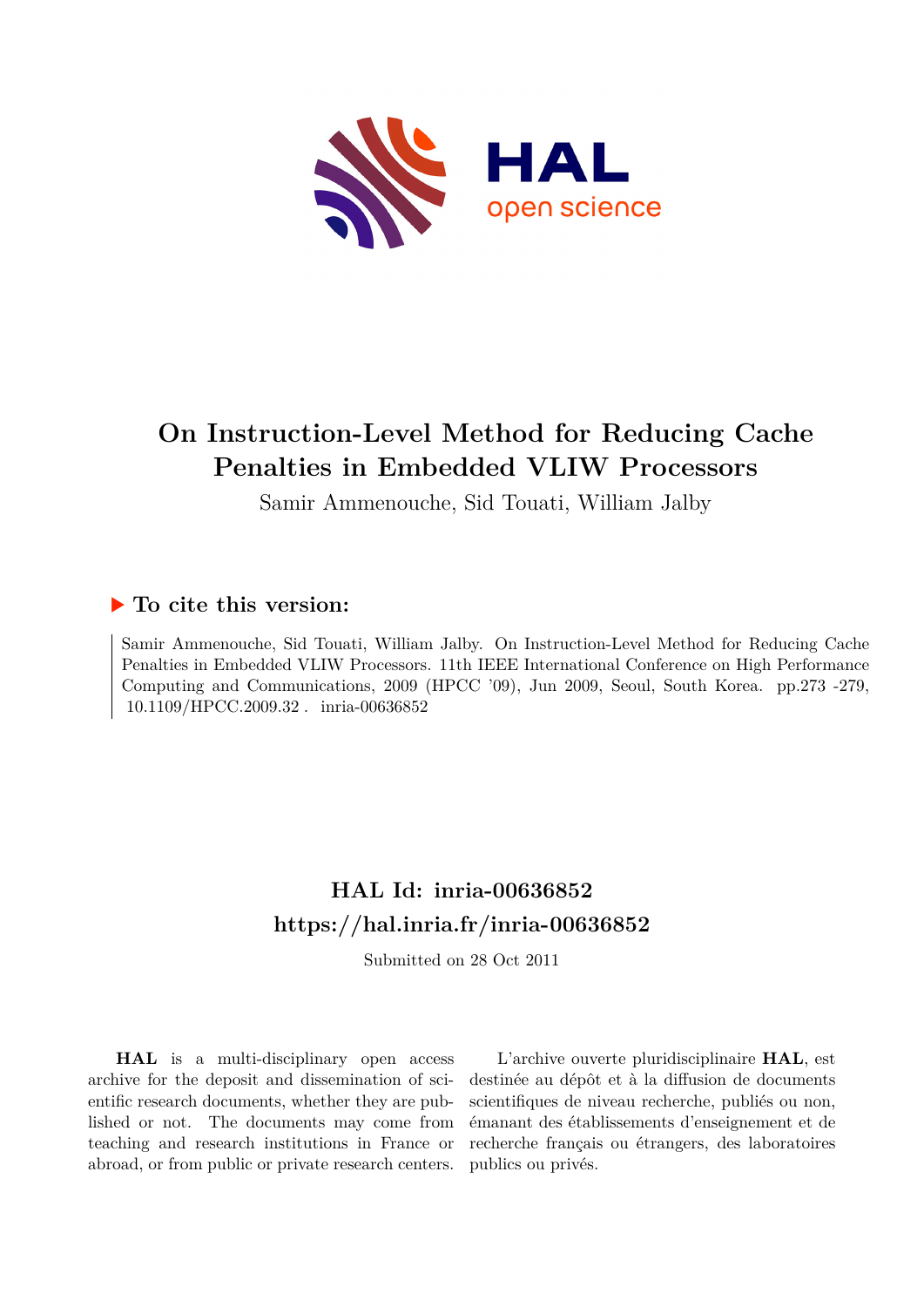# On Instruction-Level Method for Reducing Cache Penalties in Embedded VLIW Processors

Samir Ammenouche, Sid Touati, William Jalby

## ▶ To cite this version:

Samir Ammenouche, Sid Touati, William Jalby. On Instruction-Level Method for Reducing Cache Penalties in Embedded VLIW Processors. 11th IEEE International Conference on High Performance Computing and Communications, 2009 (HPCC '09), Jun 2009, Seoul, South Korea. pp.273 -279, 10.1109/HPCC.2009.32 . inria-00636852

## HAL Id: inria-00636852
## https://hal.inria.fr/inria-00636852

Submitted on 28 Oct 2011

**HAL** is a multi-disciplinary open access archive for the deposit and dissemination of scientific research documents, whether they are published or not. The documents may come from teaching and research institutions in France or abroad, or from public or private research centers.

L'archive ouverte pluridisciplinaire **HAL**, est destinée au dépôt et à la diffusion de documents scientifiques de niveau recherche, publiés ou non, émanant des établissements d'enseignement et de recherche français ou étrangers, des laboratoires publics ou privés.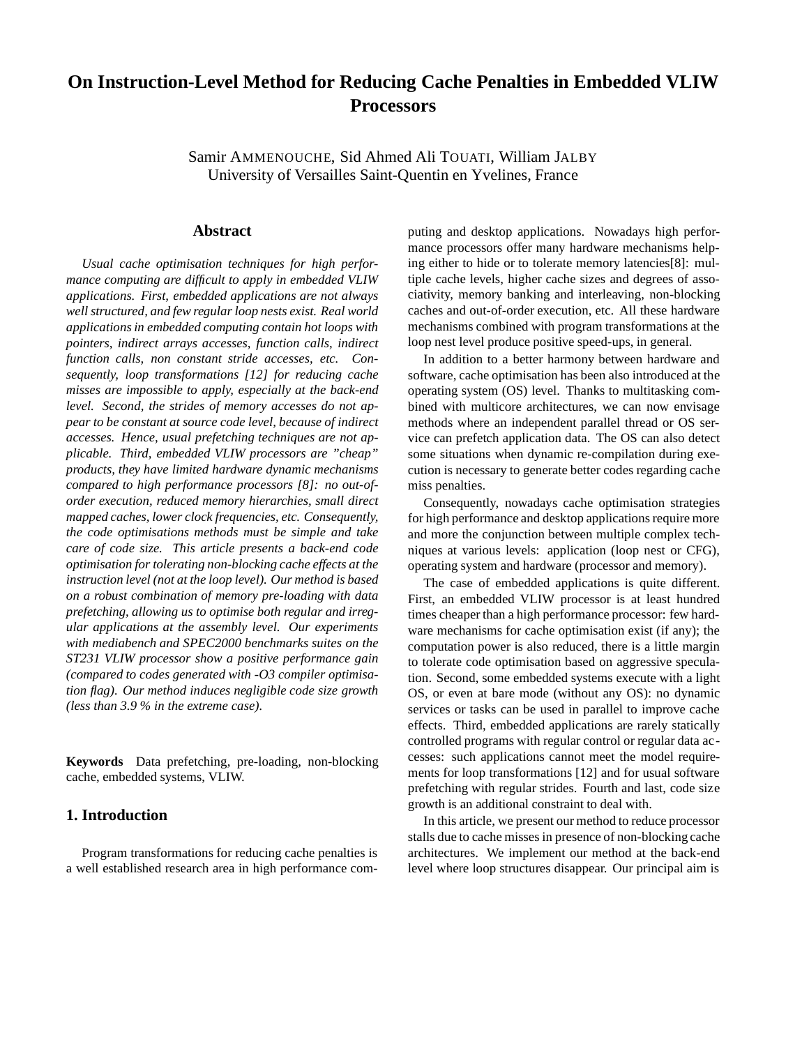# On Instruction-Level Method for Reducing Cache Penalties in Embedded VLIW Processors

Samir AMMENOUCHE, Sid Ahmed Ali TOUATI, William JALBY
University of Versailles Saint-Quentin en Yvelines, France

## Abstract

*Usual cache optimisation techniques for high performance computing are difficult to apply in embedded VLIW applications. First, embedded applications are not always well structured, and few regular loop nests exist. Real world applications in embedded computing contain hot loops with pointers, indirect arrays accesses, function calls, indirect function calls, non constant stride accesses, etc. Consequently, loop transformations [12] for reducing cache misses are impossible to apply, especially at the back-end level. Second, the strides of memory accesses do not appear to be constant at source code level, because of indirect accesses. Hence, usual prefetching techniques are not applicable. Third, embedded VLIW processors are "cheap" products, they have limited hardware dynamic mechanisms compared to high performance processors [8]: no out-of-order execution, reduced memory hierarchies, small direct mapped caches, lower clock frequencies, etc. Consequently, the code optimisations methods must be simple and take care of code size. This article presents a back-end code optimisation for tolerating non-blocking cache effects at the instruction level (not at the loop level). Our method is based on a robust combination of memory pre-loading with data prefetching, allowing us to optimise both regular and irregular applications at the assembly level. Our experiments with mediabench and SPEC2000 benchmarks suites on the ST231 VLIW processor show a positive performance gain (compared to codes generated with -O3 compiler optimisation flag). Our method induces negligible code size growth (less than 3.9 % in the extreme case).*

**Keywords** Data prefetching, pre-loading, non-blocking cache, embedded systems, VLIW.

## 1. Introduction

Program transformations for reducing cache penalties is a well established research area in high performance computing and desktop applications. Nowadays high performance processors offer many hardware mechanisms helping either to hide or to tolerate memory latencies[8]: multiple cache levels, higher cache sizes and degrees of associativity, memory banking and interleaving, non-blocking caches and out-of-order execution, etc. All these hardware mechanisms combined with program transformations at the loop nest level produce positive speed-ups, in general.

In addition to a better harmony between hardware and software, cache optimisation has been also introduced at the operating system (OS) level. Thanks to multitasking combined with multicore architectures, we can now envisage methods where an independent parallel thread or OS service can prefetch application data. The OS can also detect some situations when dynamic re-compilation during execution is necessary to generate better codes regarding cache miss penalties.

Consequently, nowadays cache optimisation strategies for high performance and desktop applications require more and more the conjunction between multiple complex techniques at various levels: application (loop nest or CFG), operating system and hardware (processor and memory).

The case of embedded applications is quite different. First, an embedded VLIW processor is at least hundred times cheaper than a high performance processor: few hardware mechanisms for cache optimisation exist (if any); the computation power is also reduced, there is a little margin to tolerate code optimisation based on aggressive speculation. Second, some embedded systems execute with a light OS, or even at bare mode (without any OS): no dynamic services or tasks can be used in parallel to improve cache effects. Third, embedded applications are rarely statically controlled programs with regular control or regular data accesses: such applications cannot meet the model requirements for loop transformations [12] and for usual software prefetching with regular strides. Fourth and last, code size growth is an additional constraint to deal with.

In this article, we present our method to reduce processor stalls due to cache misses in presence of non-blocking cache architectures. We implement our method at the back-end level where loop structures disappear. Our principal aim is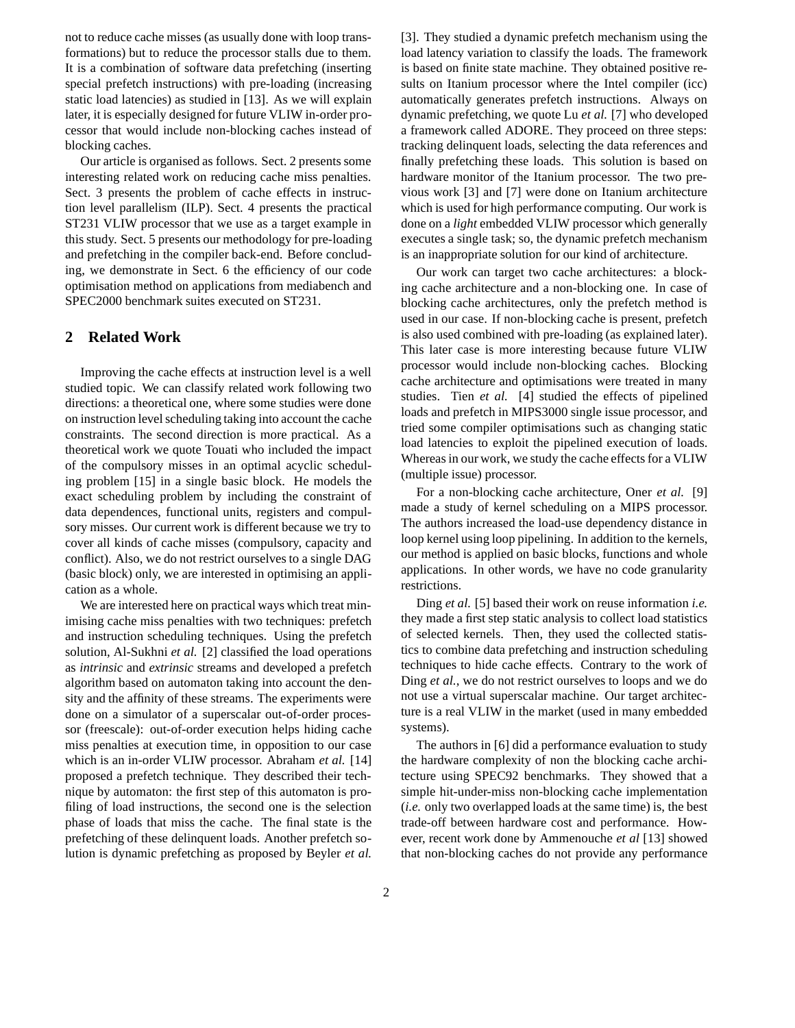not to reduce cache misses (as usually done with loop transformations) but to reduce the processor stalls due to them. It is a combination of software data prefetching (inserting special prefetch instructions) with pre-loading (increasing static load latencies) as studied in [13]. As we will explain later, it is especially designed for future VLIW in-order processor that would include non-blocking caches instead of blocking caches.

Our article is organised as follows. Sect. 2 presents some interesting related work on reducing cache miss penalties. Sect. 3 presents the problem of cache effects in instruction level parallelism (ILP). Sect. 4 presents the practical ST231 VLIW processor that we use as a target example in this study. Sect. 5 presents our methodology for pre-loading and prefetching in the compiler back-end. Before concluding, we demonstrate in Sect. 6 the efficiency of our code optimisation method on applications from mediabench and SPEC2000 benchmark suites executed on ST231.

## 2 Related Work

Improving the cache effects at instruction level is a well studied topic. We can classify related work following two directions: a theoretical one, where some studies were done on instruction level scheduling taking into account the cache constraints. The second direction is more practical. As a theoretical work we quote Touati who included the impact of the compulsory misses in an optimal acyclic scheduling problem [15] in a single basic block. He models the exact scheduling problem by including the constraint of data dependences, functional units, registers and compulsory misses. Our current work is different because we try to cover all kinds of cache misses (compulsory, capacity and conflict). Also, we do not restrict ourselves to a single DAG (basic block) only, we are interested in optimising an application as a whole.

We are interested here on practical ways which treat minimising cache miss penalties with two techniques: prefetch and instruction scheduling techniques. Using the prefetch solution, Al-Sukhni *et al.* [2] classified the load operations as *intrinsic* and *extrinsic* streams and developed a prefetch algorithm based on automaton taking into account the density and the affinity of these streams. The experiments were done on a simulator of a superscalar out-of-order processor (freescale): out-of-order execution helps hiding cache miss penalties at execution time, in opposition to our case which is an in-order VLIW processor. Abraham *et al.* [14] proposed a prefetch technique. They described their technique by automaton: the first step of this automaton is profiling of load instructions, the second one is the selection phase of loads that miss the cache. The final state is the prefetching of these delinquent loads. Another prefetch solution is dynamic prefetching as proposed by Beyler *et al.* [3]. They studied a dynamic prefetch mechanism using the load latency variation to classify the loads. The framework is based on finite state machine. They obtained positive results on Itanium processor where the Intel compiler (icc) automatically generates prefetch instructions. Always on dynamic prefetching, we quote Lu *et al.* [7] who developed a framework called ADORE. They proceed on three steps: tracking delinquent loads, selecting the data references and finally prefetching these loads. This solution is based on hardware monitor of the Itanium processor. The two previous work [3] and [7] were done on Itanium architecture which is used for high performance computing. Our work is done on a *light* embedded VLIW processor which generally executes a single task; so, the dynamic prefetch mechanism is an inappropriate solution for our kind of architecture.

Our work can target two cache architectures: a blocking cache architecture and a non-blocking one. In case of blocking cache architectures, only the prefetch method is used in our case. If non-blocking cache is present, prefetch is also used combined with pre-loading (as explained later). This later case is more interesting because future VLIW processor would include non-blocking caches. Blocking cache architecture and optimisations were treated in many studies. Tien *et al.* [4] studied the effects of pipelined loads and prefetch in MIPS3000 single issue processor, and tried some compiler optimisations such as changing static load latencies to exploit the pipelined execution of loads. Whereas in our work, we study the cache effects for a VLIW (multiple issue) processor.

For a non-blocking cache architecture, Oner *et al.* [9] made a study of kernel scheduling on a MIPS processor. The authors increased the load-use dependency distance in loop kernel using loop pipelining. In addition to the kernels, our method is applied on basic blocks, functions and whole applications. In other words, we have no code granularity restrictions.

Ding *et al.* [5] based their work on reuse information *i.e.* they made a first step static analysis to collect load statistics of selected kernels. Then, they used the collected statistics to combine data prefetching and instruction scheduling techniques to hide cache effects. Contrary to the work of Ding *et al.*, we do not restrict ourselves to loops and we do not use a virtual superscalar machine. Our target architecture is a real VLIW in the market (used in many embedded systems).

The authors in [6] did a performance evaluation to study the hardware complexity of non the blocking cache architecture using SPEC92 benchmarks. They showed that a simple hit-under-miss non-blocking cache implementation (*i.e.* only two overlapped loads at the same time) is, the best trade-off between hardware cost and performance. However, recent work done by Ammenouche *et al* [13] showed that non-blocking caches do not provide any performance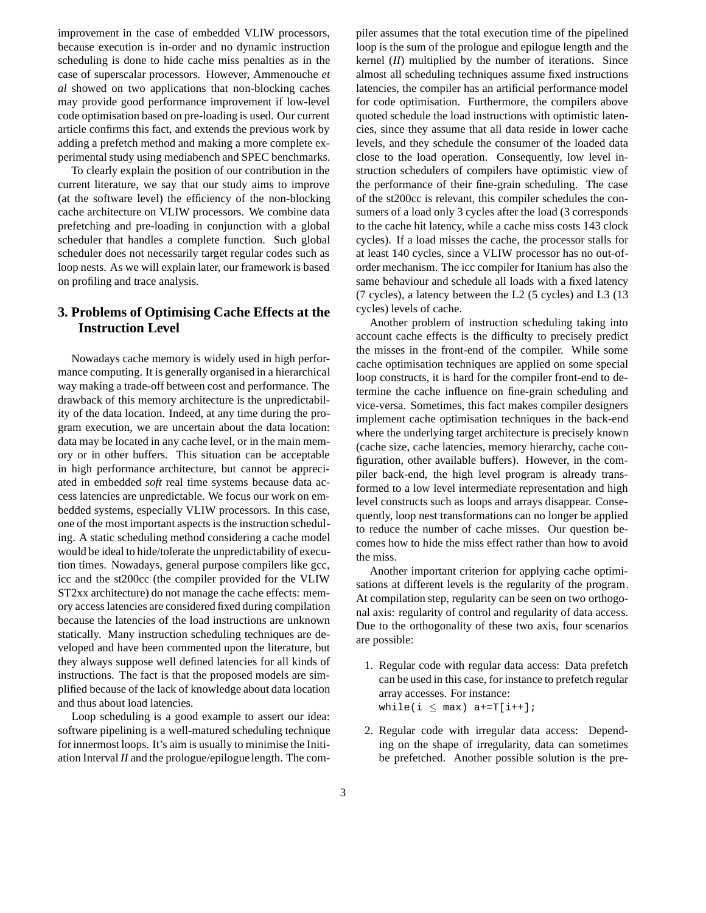improvement in the case of embedded VLIW processors, because execution is in-order and no dynamic instruction scheduling is done to hide cache miss penalties as in the case of superscalar processors. However, Ammenouche *et al* showed on two applications that non-blocking caches may provide good performance improvement if low-level code optimisation based on pre-loading is used. Our current article confirms this fact, and extends the previous work by adding a prefetch method and making a more complete experimental study using mediabench and SPEC benchmarks.

To clearly explain the position of our contribution in the current literature, we say that our study aims to improve (at the software level) the efficiency of the non-blocking cache architecture on VLIW processors. We combine data prefetching and pre-loading in conjunction with a global scheduler that handles a complete function. Such global scheduler does not necessarily target regular codes such as loop nests. As we will explain later, our framework is based on profiling and trace analysis.

## 3. Problems of Optimising Cache Effects at the Instruction Level

Nowadays cache memory is widely used in high performance computing. It is generally organised in a hierarchical way making a trade-off between cost and performance. The drawback of this memory architecture is the unpredictability of the data location. Indeed, at any time during the program execution, we are uncertain about the data location: data may be located in any cache level, or in the main memory or in other buffers. This situation can be acceptable in high performance architecture, but cannot be appreciated in embedded *soft* real time systems because data access latencies are unpredictable. We focus our work on embedded systems, especially VLIW processors. In this case, one of the most important aspects is the instruction scheduling. A static scheduling method considering a cache model would be ideal to hide/tolerate the unpredictability of execution times. Nowadays, general purpose compilers like gcc, icc and the st200cc (the compiler provided for the VLIW ST2xx architecture) do not manage the cache effects: memory access latencies are considered fixed during compilation because the latencies of the load instructions are unknown statically. Many instruction scheduling techniques are developed and have been commented upon the literature, but they always suppose well defined latencies for all kinds of instructions. The fact is that the proposed models are simplified because of the lack of knowledge about data location and thus about load latencies.

Loop scheduling is a good example to assert our idea: software pipelining is a well-matured scheduling technique for innermost loops. It's aim is usually to minimise the Initiation Interval *II* and the prologue/epilogue length. The compiler assumes that the total execution time of the pipelined loop is the sum of the prologue and epilogue length and the kernel (*II*) multiplied by the number of iterations. Since almost all scheduling techniques assume fixed instructions latencies, the compiler has an artificial performance model for code optimisation. Furthermore, the compilers above quoted schedule the load instructions with optimistic latencies, since they assume that all data reside in lower cache levels, and they schedule the consumer of the loaded data close to the load operation. Consequently, low level instruction schedulers of compilers have optimistic view of the performance of their fine-grain scheduling. The case of the st200cc is relevant, this compiler schedules the consumers of a load only 3 cycles after the load (3 corresponds to the cache hit latency, while a cache miss costs 143 clock cycles). If a load misses the cache, the processor stalls for at least 140 cycles, since a VLIW processor has no out-of-order mechanism. The icc compiler for Itanium has also the same behaviour and schedule all loads with a fixed latency (7 cycles), a latency between the L2 (5 cycles) and L3 (13 cycles) levels of cache.

Another problem of instruction scheduling taking into account cache effects is the difficulty to precisely predict the misses in the front-end of the compiler. While some cache optimisation techniques are applied on some special loop constructs, it is hard for the compiler front-end to determine the cache influence on fine-grain scheduling and vice-versa. Sometimes, this fact makes compiler designers implement cache optimisation techniques in the back-end where the underlying target architecture is precisely known (cache size, cache latencies, memory hierarchy, cache configuration, other available buffers). However, in the compiler back-end, the high level program is already transformed to a low level intermediate representation and high level constructs such as loops and arrays disappear. Consequently, loop nest transformations can no longer be applied to reduce the number of cache misses. Our question becomes how to hide the miss effect rather than how to avoid the miss.

Another important criterion for applying cache optimisations at different levels is the regularity of the program. At compilation step, regularity can be seen on two orthogonal axis: regularity of control and regularity of data access. Due to the orthogonality of these two axis, four scenarios are possible:

1. Regular code with regular data access: Data prefetch can be used in this case, for instance to prefetch regular array accesses. For instance:
   `while(i ≤ max) a+=T[i++];`
2. Regular code with irregular data access: Depending on the shape of irregularity, data can sometimes be prefetched. Another possible solution is the pre-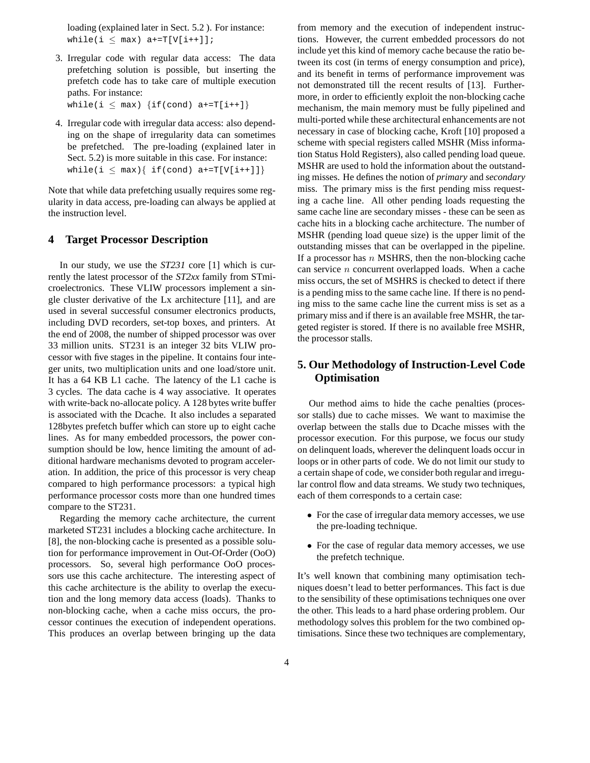loading (explained later in Sect. 5.2 ). For instance:
`while(i ≤ max) a+=T[V[i++]];`

3. Irregular code with regular data access: The data prefetching solution is possible, but inserting the prefetch code has to take care of multiple execution paths. For instance:
`while(i ≤ max) {if(cond) a+=T[i++]}`

4. Irregular code with irregular data access: also depending on the shape of irregularity data can sometimes be prefetched. The pre-loading (explained later in Sect. 5.2) is more suitable in this case. For instance:
`while(i ≤ max){ if(cond) a+=T[V[i++]]}`

Note that while data prefetching usually requires some regularity in data access, pre-loading can always be applied at the instruction level.

## 4 Target Processor Description

In our study, we use the *ST231* core [1] which is currently the latest processor of the *ST2xx* family from STmicroelectronics. These VLIW processors implement a single cluster derivative of the Lx architecture [11], and are used in several successful consumer electronics products, including DVD recorders, set-top boxes, and printers. At the end of 2008, the number of shipped processor was over 33 million units. ST231 is an integer 32 bits VLIW processor with five stages in the pipeline. It contains four integer units, two multiplication units and one load/store unit. It has a 64 KB L1 cache. The latency of the L1 cache is 3 cycles. The data cache is 4 way associative. It operates with write-back no-allocate policy. A 128 bytes write buffer is associated with the Dcache. It also includes a separated 128bytes prefetch buffer which can store up to eight cache lines. As for many embedded processors, the power consumption should be low, hence limiting the amount of additional hardware mechanisms devoted to program acceleration. In addition, the price of this processor is very cheap compared to high performance processors: a typical high performance processor costs more than one hundred times compare to the ST231.

Regarding the memory cache architecture, the current marketed ST231 includes a blocking cache architecture. In [8], the non-blocking cache is presented as a possible solution for performance improvement in Out-Of-Order (OoO) processors. So, several high performance OoO processors use this cache architecture. The interesting aspect of this cache architecture is the ability to overlap the execution and the long memory data access (loads). Thanks to non-blocking cache, when a cache miss occurs, the processor continues the execution of independent operations. This produces an overlap between bringing up the data from memory and the execution of independent instructions. However, the current embedded processors do not include yet this kind of memory cache because the ratio between its cost (in terms of energy consumption and price), and its benefit in terms of performance improvement was not demonstrated till the recent results of [13]. Furthermore, in order to efficiently exploit the non-blocking cache mechanism, the main memory must be fully pipelined and multi-ported while these architectural enhancements are not necessary in case of blocking cache, Kroft [10] proposed a scheme with special registers called MSHR (Miss information Status Hold Registers), also called pending load queue. MSHR are used to hold the information about the outstanding misses. He defines the notion of *primary* and *secondary* miss. The primary miss is the first pending miss requesting a cache line. All other pending loads requesting the same cache line are secondary misses - these can be seen as cache hits in a blocking cache architecture. The number of MSHR (pending load queue size) is the upper limit of the outstanding misses that can be overlapped in the pipeline. If a processor has $n$ MSHRS, then the non-blocking cache can service $n$ concurrent overlapped loads. When a cache miss occurs, the set of MSHRS is checked to detect if there is a pending miss to the same cache line. If there is no pending miss to the same cache line the current miss is set as a primary miss and if there is an available free MSHR, the targeted register is stored. If there is no available free MSHR, the processor stalls.

## 5. Our Methodology of Instruction-Level Code Optimisation

Our method aims to hide the cache penalties (processor stalls) due to cache misses. We want to maximise the overlap between the stalls due to Dcache misses with the processor execution. For this purpose, we focus our study on delinquent loads, wherever the delinquent loads occur in loops or in other parts of code. We do not limit our study to a certain shape of code, we consider both regular and irregular control flow and data streams. We study two techniques, each of them corresponds to a certain case:

- For the case of irregular data memory accesses, we use the pre-loading technique.
- For the case of regular data memory accesses, we use the prefetch technique.

It's well known that combining many optimisation techniques doesn't lead to better performances. This fact is due to the sensibility of these optimisations techniques one over the other. This leads to a hard phase ordering problem. Our methodology solves this problem for the two combined optimisations. Since these two techniques are complementary,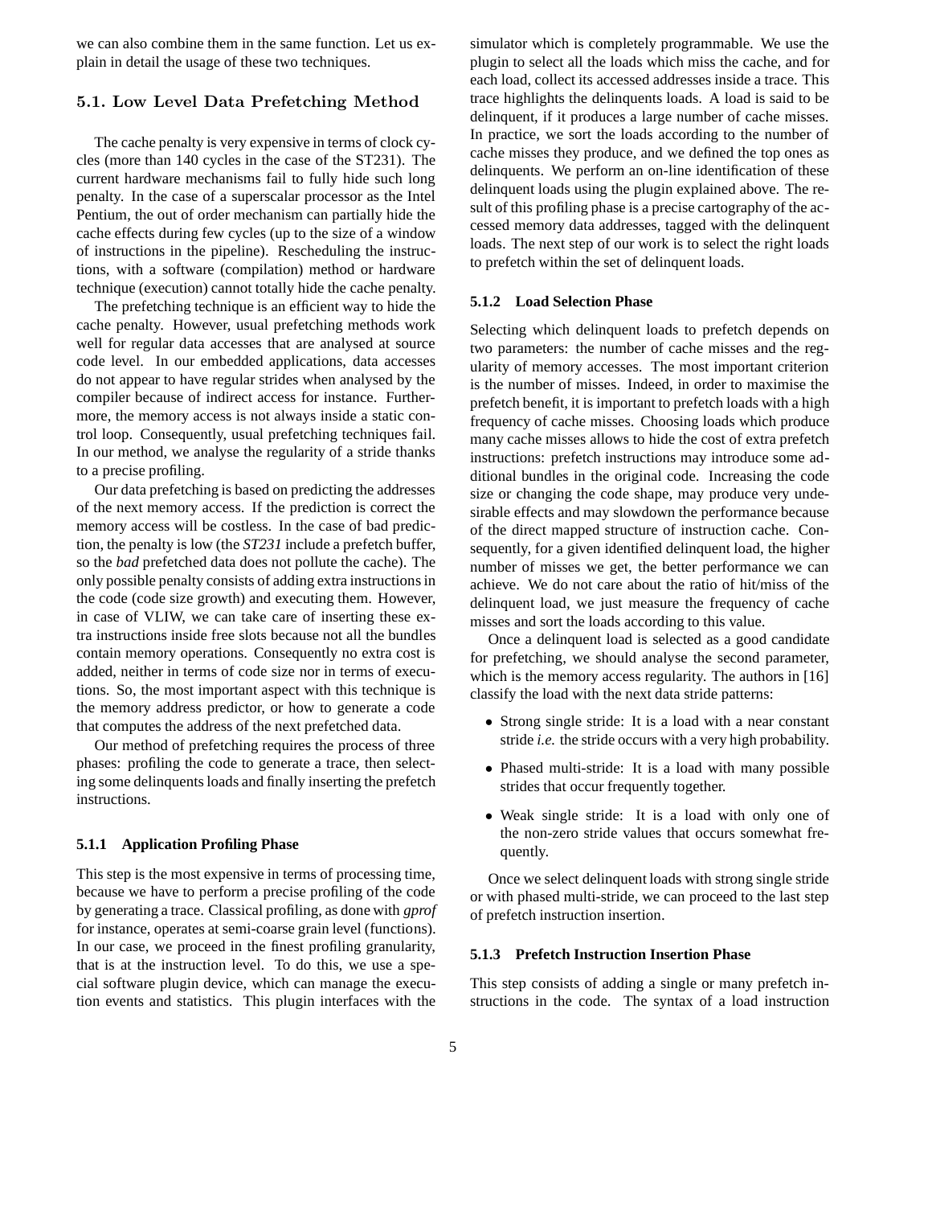we can also combine them in the same function. Let us explain in detail the usage of these two techniques.

## 5.1. Low Level Data Prefetching Method

The cache penalty is very expensive in terms of clock cycles (more than 140 cycles in the case of the ST231). The current hardware mechanisms fail to fully hide such long penalty. In the case of a superscalar processor as the Intel Pentium, the out of order mechanism can partially hide the cache effects during few cycles (up to the size of a window of instructions in the pipeline). Rescheduling the instructions, with a software (compilation) method or hardware technique (execution) cannot totally hide the cache penalty.

The prefetching technique is an efficient way to hide the cache penalty. However, usual prefetching methods work well for regular data accesses that are analysed at source code level. In our embedded applications, data accesses do not appear to have regular strides when analysed by the compiler because of indirect access for instance. Furthermore, the memory access is not always inside a static control loop. Consequently, usual prefetching techniques fail. In our method, we analyse the regularity of a stride thanks to a precise profiling.

Our data prefetching is based on predicting the addresses of the next memory access. If the prediction is correct the memory access will be costless. In the case of bad prediction, the penalty is low (the *ST231* include a prefetch buffer, so the *bad* prefetched data does not pollute the cache). The only possible penalty consists of adding extra instructions in the code (code size growth) and executing them. However, in case of VLIW, we can take care of inserting these extra instructions inside free slots because not all the bundles contain memory operations. Consequently no extra cost is added, neither in terms of code size nor in terms of executions. So, the most important aspect with this technique is the memory address predictor, or how to generate a code that computes the address of the next prefetched data.

Our method of prefetching requires the process of three phases: profiling the code to generate a trace, then selecting some delinquents loads and finally inserting the prefetch instructions.

### 5.1.1 Application Profiling Phase

This step is the most expensive in terms of processing time, because we have to perform a precise profiling of the code by generating a trace. Classical profiling, as done with *gprof* for instance, operates at semi-coarse grain level (functions). In our case, we proceed in the finest profiling granularity, that is at the instruction level. To do this, we use a special software plugin device, which can manage the execution events and statistics. This plugin interfaces with the simulator which is completely programmable. We use the plugin to select all the loads which miss the cache, and for each load, collect its accessed addresses inside a trace. This trace highlights the delinquents loads. A load is said to be delinquent, if it produces a large number of cache misses. In practice, we sort the loads according to the number of cache misses they produce, and we defined the top ones as delinquents. We perform an on-line identification of these delinquent loads using the plugin explained above. The result of this profiling phase is a precise cartography of the accessed memory data addresses, tagged with the delinquent loads. The next step of our work is to select the right loads to prefetch within the set of delinquent loads.

### 5.1.2 Load Selection Phase

Selecting which delinquent loads to prefetch depends on two parameters: the number of cache misses and the regularity of memory accesses. The most important criterion is the number of misses. Indeed, in order to maximise the prefetch benefit, it is important to prefetch loads with a high frequency of cache misses. Choosing loads which produce many cache misses allows to hide the cost of extra prefetch instructions: prefetch instructions may introduce some additional bundles in the original code. Increasing the code size or changing the code shape, may produce very undesirable effects and may slowdown the performance because of the direct mapped structure of instruction cache. Consequently, for a given identified delinquent load, the higher number of misses we get, the better performance we can achieve. We do not care about the ratio of hit/miss of the delinquent load, we just measure the frequency of cache misses and sort the loads according to this value.

Once a delinquent load is selected as a good candidate for prefetching, we should analyse the second parameter, which is the memory access regularity. The authors in [16] classify the load with the next data stride patterns:

- Strong single stride: It is a load with a near constant stride *i.e.* the stride occurs with a very high probability.
- Phased multi-stride: It is a load with many possible strides that occur frequently together.
- Weak single stride: It is a load with only one of the non-zero stride values that occurs somewhat frequently.

Once we select delinquent loads with strong single stride or with phased multi-stride, we can proceed to the last step of prefetch instruction insertion.

### 5.1.3 Prefetch Instruction Insertion Phase

This step consists of adding a single or many prefetch instructions in the code. The syntax of a load instruction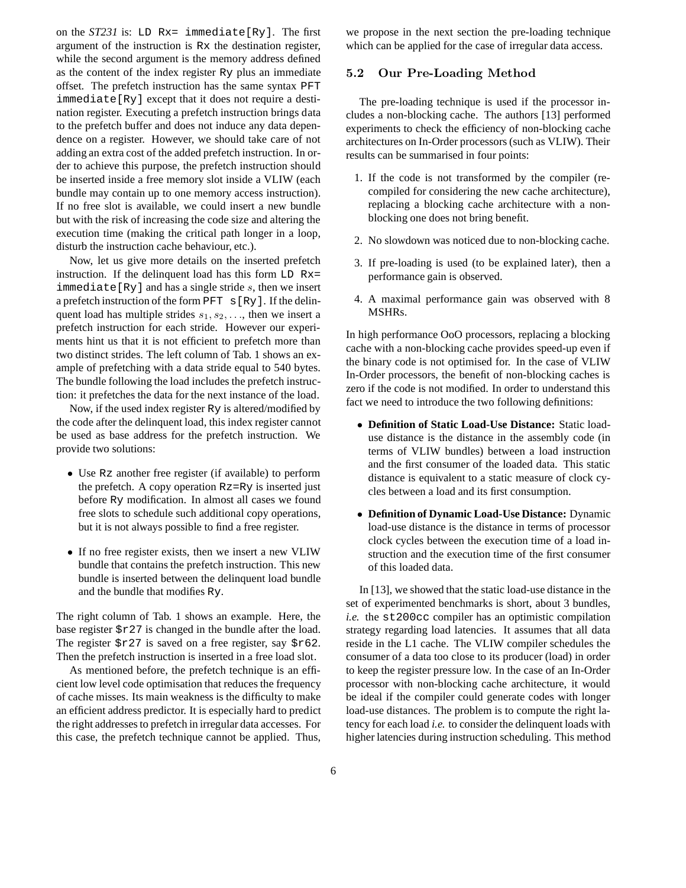on the *ST231* is: `LD Rx= immediate[Ry]`. The first argument of the instruction is `Rx` the destination register, while the second argument is the memory address defined as the content of the index register `Ry` plus an immediate offset. The prefetch instruction has the same syntax `PFT immediate[Ry]` except that it does not require a destination register. Executing a prefetch instruction brings data to the prefetch buffer and does not induce any data dependence on a register. However, we should take care of not adding an extra cost of the added prefetch instruction. In order to achieve this purpose, the prefetch instruction should be inserted inside a free memory slot inside a VLIW (each bundle may contain up to one memory access instruction). If no free slot is available, we could insert a new bundle but with the risk of increasing the code size and altering the execution time (making the critical path longer in a loop, disturb the instruction cache behaviour, etc.).

Now, let us give more details on the inserted prefetch instruction. If the delinquent load has this form `LD Rx= immediate[Ry]` and has a single stride $s$, then we insert a prefetch instruction of the form `PFT s[Ry]`. If the delinquent load has multiple strides $s_1, s_2, \ldots$, then we insert a prefetch instruction for each stride. However our experiments hint us that it is not efficient to prefetch more than two distinct strides. The left column of Tab. 1 shows an example of prefetching with a data stride equal to 540 bytes. The bundle following the load includes the prefetch instruction: it prefetches the data for the next instance of the load.

Now, if the used index register `Ry` is altered/modified by the code after the delinquent load, this index register cannot be used as base address for the prefetch instruction. We provide two solutions:

- Use `Rz` another free register (if available) to perform the prefetch. A copy operation `Rz=Ry` is inserted just before `Ry` modification. In almost all cases we found free slots to schedule such additional copy operations, but it is not always possible to find a free register.
- If no free register exists, then we insert a new VLIW bundle that contains the prefetch instruction. This new bundle is inserted between the delinquent load bundle and the bundle that modifies `Ry`.

The right column of Tab. 1 shows an example. Here, the base register `$r27` is changed in the bundle after the load. The register `$r27` is saved on a free register, say `$r62`. Then the prefetch instruction is inserted in a free load slot.

As mentioned before, the prefetch technique is an efficient low level code optimisation that reduces the frequency of cache misses. Its main weakness is the difficulty to make an efficient address predictor. It is especially hard to predict the right addresses to prefetch in irregular data accesses. For this case, the prefetch technique cannot be applied. Thus, we propose in the next section the pre-loading technique which can be applied for the case of irregular data access.

### 5.2 Our Pre-Loading Method

The pre-loading technique is used if the processor includes a non-blocking cache. The authors [13] performed experiments to check the efficiency of non-blocking cache architectures on In-Order processors (such as VLIW). Their results can be summarised in four points:

1. If the code is not transformed by the compiler (recompiled for considering the new cache architecture), replacing a blocking cache architecture with a non-blocking one does not bring benefit.
2. No slowdown was noticed due to non-blocking cache.
3. If pre-loading is used (to be explained later), then a performance gain is observed.
4. A maximal performance gain was observed with 8 MSHRs.

In high performance OoO processors, replacing a blocking cache with a non-blocking cache provides speed-up even if the binary code is not optimised for. In the case of VLIW In-Order processors, the benefit of non-blocking caches is zero if the code is not modified. In order to understand this fact we need to introduce the two following definitions:

- **Definition of Static Load-Use Distance:** Static load-use distance is the distance in the assembly code (in terms of VLIW bundles) between a load instruction and the first consumer of the loaded data. This static distance is equivalent to a static measure of clock cycles between a load and its first consumption.
- **Definition of Dynamic Load-Use Distance:** Dynamic load-use distance is the distance in terms of processor clock cycles between the execution time of a load instruction and the execution time of the first consumer of this loaded data.

In [13], we showed that the static load-use distance in the set of experimented benchmarks is short, about 3 bundles, *i.e.* the `st200cc` compiler has an optimistic compilation strategy regarding load latencies. It assumes that all data reside in the L1 cache. The VLIW compiler schedules the consumer of a data too close to its producer (load) in order to keep the register pressure low. In the case of an In-Order processor with non-blocking cache architecture, it would be ideal if the compiler could generate codes with longer load-use distances. The problem is to compute the right latency for each load *i.e.* to consider the delinquent loads with higher latencies during instruction scheduling. This method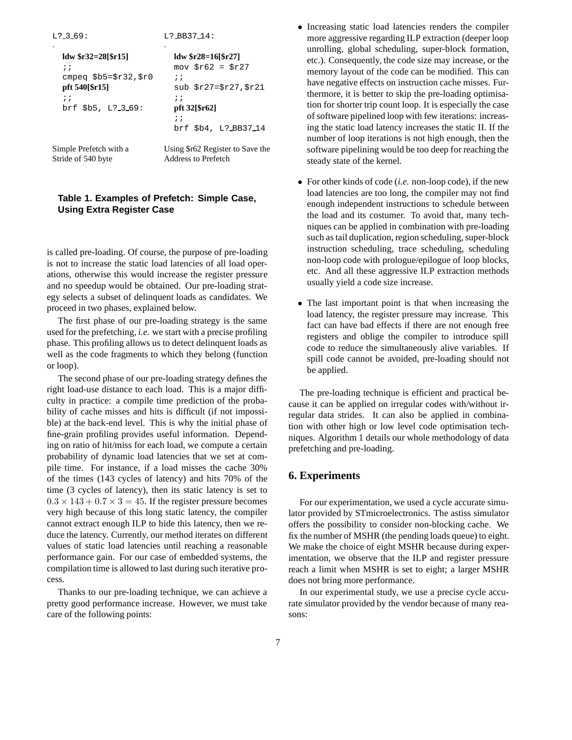| Simple Prefetch with a Stride of 540 byte | Using $r62 Register to Save the Address to Prefetch |
| --- | --- |
| L?_3_69: | L?_BB37_14: |
| **ldw $r32=28[$r15]** | **ldw $r28=16[$r27]** |
| ;; | mov $r62 = $r27 |
| cmpeq $b5=$r32,$r0 | ;; |
| **pft 540[$r15]** | sub $r27=$r27,$r21 |
| ;; | ;; |
| brf $b5, L?_3_69: | **pft 32[$r62]** |
| | ;; |
| | brf $b4, L?_BB37_14 |

**Table 1. Examples of Prefetch: Simple Case, Using Extra Register Case**

is called pre-loading. Of course, the purpose of pre-loading is not to increase the static load latencies of all load operations, otherwise this would increase the register pressure and no speedup would be obtained. Our pre-loading strategy selects a subset of delinquent loads as candidates. We proceed in two phases, explained below.

The first phase of our pre-loading strategy is the same used for the prefetching, *i.e.* we start with a precise profiling phase. This profiling allows us to detect delinquent loads as well as the code fragments to which they belong (function or loop).

The second phase of our pre-loading strategy defines the right load-use distance to each load. This is a major difficulty in practice: a compile time prediction of the probability of cache misses and hits is difficult (if not impossible) at the back-end level. This is why the initial phase of fine-grain profiling provides useful information. Depending on ratio of hit/miss for each load, we compute a certain probability of dynamic load latencies that we set at compile time. For instance, if a load misses the cache 30% of the times (143 cycles of latency) and hits 70% of the time (3 cycles of latency), then its static latency is set to $0.3 \times 143 + 0.7 \times 3 = 45$. If the register pressure becomes very high because of this long static latency, the compiler cannot extract enough ILP to hide this latency, then we reduce the latency. Currently, our method iterates on different values of static load latencies until reaching a reasonable performance gain. For our case of embedded systems, the compilation time is allowed to last during such iterative process.

Thanks to our pre-loading technique, we can achieve a pretty good performance increase. However, we must take care of the following points:

- Increasing static load latencies renders the compiler more aggressive regarding ILP extraction (deeper loop unrolling, global scheduling, super-block formation, etc.). Consequently, the code size may increase, or the memory layout of the code can be modified. This can have negative effects on instruction cache misses. Furthermore, it is better to skip the pre-loading optimisation for shorter trip count loop. It is especially the case of software pipelined loop with few iterations: increasing the static load latency increases the static II. If the number of loop iterations is not high enough, then the software pipelining would be too deep for reaching the steady state of the kernel.
- For other kinds of code (*i.e.* non-loop code), if the new load latencies are too long, the compiler may not find enough independent instructions to schedule between the load and its costumer. To avoid that, many techniques can be applied in combination with pre-loading such as tail duplication, region scheduling, super-block instruction scheduling, trace scheduling, scheduling non-loop code with prologue/epilogue of loop blocks, etc. And all these aggressive ILP extraction methods usually yield a code size increase.
- The last important point is that when increasing the load latency, the register pressure may increase. This fact can have bad effects if there are not enough free registers and oblige the compiler to introduce spill code to reduce the simultaneously alive variables. If spill code cannot be avoided, pre-loading should not be applied.

The pre-loading technique is efficient and practical because it can be applied on irregular codes with/without irregular data strides. It can also be applied in combination with other high or low level code optimisation techniques. Algorithm 1 details our whole methodology of data prefetching and pre-loading.

## 6. Experiments

For our experimentation, we used a cycle accurate simulator provided by STmicroelectronics. The astiss simulator offers the possibility to consider non-blocking cache. We fix the number of MSHR (the pending loads queue) to eight. We make the choice of eight MSHR because during experimentation, we observe that the ILP and register pressure reach a limit when MSHR is set to eight; a larger MSHR does not bring more performance.

In our experimental study, we use a precise cycle accurate simulator provided by the vendor because of many reasons: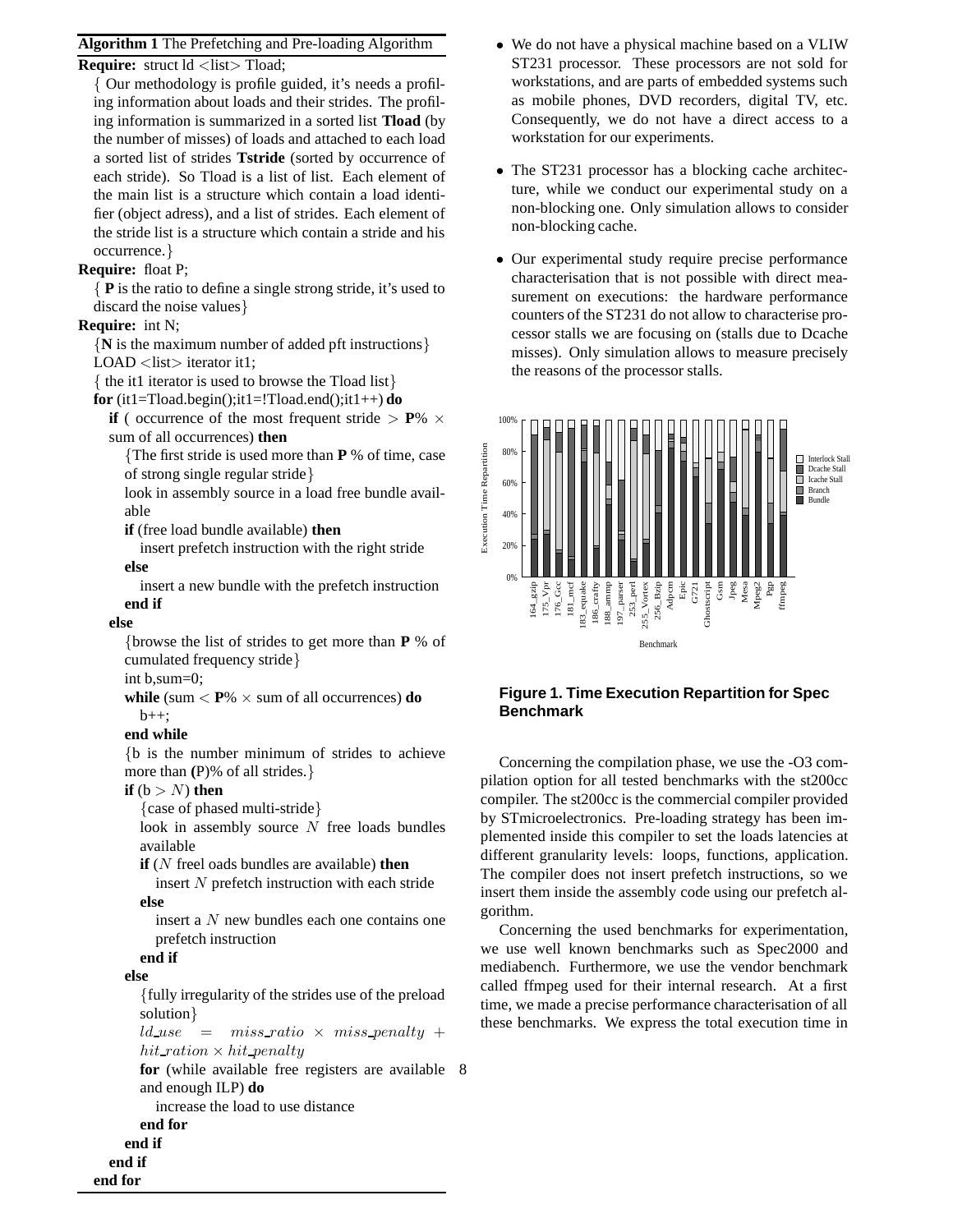**Algorithm 1** The Prefetching and Pre-loading Algorithm

```
Require: struct ld <list> Tload;
  { Our methodology is profile guided, it's needs a profiling information about loads and their strides. The profiling information is summarized in a sorted list Tload (by the number of misses) of loads and attached to each load a sorted list of strides Tstride (sorted by occurrence of each stride). So Tload is a list of list. Each element of the main list is a structure which contain a load identifier (object adress), and a list of strides. Each element of the stride list is a structure which contain a stride and his occurrence.}
Require: float P;
  { P is the ratio to define a single strong stride, it's used to discard the noise values}
Require: int N;
  {N is the maximum number of added pft instructions}
  LOAD <list> iterator it1;
  { the it1 iterator is used to browse the Tload list}
  for (it1=Tload.begin();it1=!Tload.end();it1++) do
    if ( occurrence of the most frequent stride > P% × sum of all occurrences) then
      {The first stride is used more than P % of time, case of strong single regular stride}
      look in assembly source in a load free bundle available
      if (free load bundle available) then
        insert prefetch instruction with the right stride
      else
        insert a new bundle with the prefetch instruction
      end if
    else
      {browse the list of strides to get more than P % of cumulated frequency stride}
      int b,sum=0;
      while (sum < P% × sum of all occurrences) do
        b++;
      end while
      {b is the number minimum of strides to achieve more than (P)% of all strides.}
      if (b > N) then
        {case of phased multi-stride}
        look in assembly source N free loads bundles available
        if (N freel oads bundles are available) then
          insert N prefetch instruction with each stride
        else
          insert a N new bundles each one contains one prefetch instruction
        end if
      else
        {fully irregularity of the strides use of the preload solution}
        ld_use = miss_ratio × miss_penalty + hit_ration × hit_penalty
        for (while available free registers are available and enough ILP) do
          increase the load to use distance
        end for
      end if
    end if
  end for
```

- We do not have a physical machine based on a VLIW ST231 processor. These processors are not sold for workstations, and are parts of embedded systems such as mobile phones, DVD recorders, digital TV, etc. Consequently, we do not have a direct access to a workstation for our experiments.
- The ST231 processor has a blocking cache architecture, while we conduct our experimental study on a non-blocking one. Only simulation allows to consider non-blocking cache.
- Our experimental study require precise performance characterisation that is not possible with direct measurement on executions: the hardware performance counters of the ST231 do not allow to characterise processor stalls we are focusing on (stalls due to Dcache misses). Only simulation allows to measure precisely the reasons of the processor stalls.

100%
80%
60%
40%
20%
0%
Execution Time Repartition
164_gzip 175_Vpr 176_Gcc 181_mcf 183_equake 186_crafty 188_ammp 197_parser 253_perl 255_Vortex 256_Bzip Adpcm Epic G721 Ghostscript Gsm Jpeg Mesa Mpeg2 Pgp ffmpeg
Benchmark
Interlock Stall
Dcache Stall
Icache Stall
Branch
Bundle

**Figure 1. Time Execution Repartition for Spec Benchmark**

Concerning the compilation phase, we use the -O3 compilation option for all tested benchmarks with the st200cc compiler. The st200cc is the commercial compiler provided by STmicroelectronics. Pre-loading strategy has been implemented inside this compiler to set the loads latencies at different granularity levels: loops, functions, application. The compiler does not insert prefetch instructions, so we insert them inside the assembly code using our prefetch algorithm.

Concerning the used benchmarks for experimentation, we use well known benchmarks such as Spec2000 and mediabench. Furthermore, we use the vendor benchmark called ffmpeg used for their internal research. At a first time, we made a precise performance characterisation of all these benchmarks. We express the total execution time in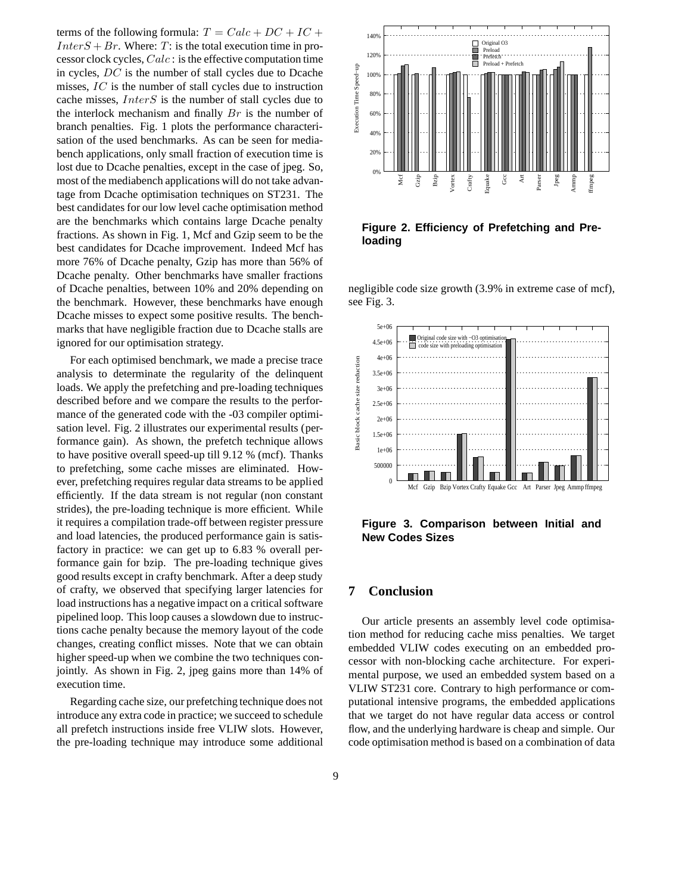terms of the following formula: $T = Calc + DC + IC + InterS + Br$. Where: $T$: is the total execution time in processor clock cycles, $Calc$ : is the effective computation time in cycles, $DC$ is the number of stall cycles due to Dcache misses, $IC$ is the number of stall cycles due to instruction cache misses, $InterS$ is the number of stall cycles due to the interlock mechanism and finally $Br$ is the number of branch penalties. Fig. 1 plots the performance characterisation of the used benchmarks. As can be seen for mediabench applications, only small fraction of execution time is lost due to Dcache penalties, except in the case of jpeg. So, most of the mediabench applications will do not take advantage from Dcache optimisation techniques on ST231. The best candidates for our low level cache optimisation method are the benchmarks which contains large Dcache penalty fractions. As shown in Fig. 1, Mcf and Gzip seem to be the best candidates for Dcache improvement. Indeed Mcf has more 76% of Dcache penalty, Gzip has more than 56% of Dcache penalty. Other benchmarks have smaller fractions of Dcache penalties, between 10% and 20% depending on the benchmark. However, these benchmarks have enough Dcache misses to expect some positive results. The benchmarks that have negligible fraction due to Dcache stalls are ignored for our optimisation strategy.

For each optimised benchmark, we made a precise trace analysis to determinate the regularity of the delinquent loads. We apply the prefetching and pre-loading techniques described before and we compare the results to the performance of the generated code with the -03 compiler optimisation level. Fig. 2 illustrates our experimental results (performance gain). As shown, the prefetch technique allows to have positive overall speed-up till 9.12 % (mcf). Thanks to prefetching, some cache misses are eliminated. However, prefetching requires regular data streams to be applied efficiently. If the data stream is not regular (non constant strides), the pre-loading technique is more efficient. While it requires a compilation trade-off between register pressure and load latencies, the produced performance gain is satisfactory in practice: we can get up to 6.83 % overall performance gain for bzip. The pre-loading technique gives good results except in crafty benchmark. After a deep study of crafty, we observed that specifying larger latencies for load instructions has a negative impact on a critical software pipelined loop. This loop causes a slowdown due to instructions cache penalty because the memory layout of the code changes, creating conflict misses. Note that we can obtain higher speed-up when we combine the two techniques conjointly. As shown in Fig. 2, jpeg gains more than 14% of execution time.

Regarding cache size, our prefetching technique does not introduce any extra code in practice; we succeed to schedule all prefetch instructions inside free VLIW slots. However, the pre-loading technique may introduce some additional negligible code size growth (3.9% in extreme case of mcf), see Fig. 3.

Execution Time Speed-up
0%
20%
40%
60%
80%
100%
120%
140%
Original O3
Preload
Prefetch
Preload + Prefetch
Mcf Gzip Bzip Vortex Crafty Equake Gcc Art Parser Jpeg Ammp ffmpeg

**Figure 2. Efficiency of Prefetching and Preloading**

Basic block cache size reduction
0
500000
1e+06
1.5e+06
2e+06
2.5e+06
3e+06
3.5e+06
4e+06
4.5e+06
5e+06
Original code size with -O3 optimisation
code size with preloading optimisation
Mcf Gzip Bzip Vortex Crafty Equake Gcc Art Parser Jpeg Ammp ffmpeg

**Figure 3. Comparison between Initial and New Codes Sizes**

## 7 Conclusion

Our article presents an assembly level code optimisation method for reducing cache miss penalties. We target embedded VLIW codes executing on an embedded processor with non-blocking cache architecture. For experimental purpose, we used an embedded system based on a VLIW ST231 core. Contrary to high performance or computational intensive programs, the embedded applications that we target do not have regular data access or control flow, and the underlying hardware is cheap and simple. Our code optimisation method is based on a combination of data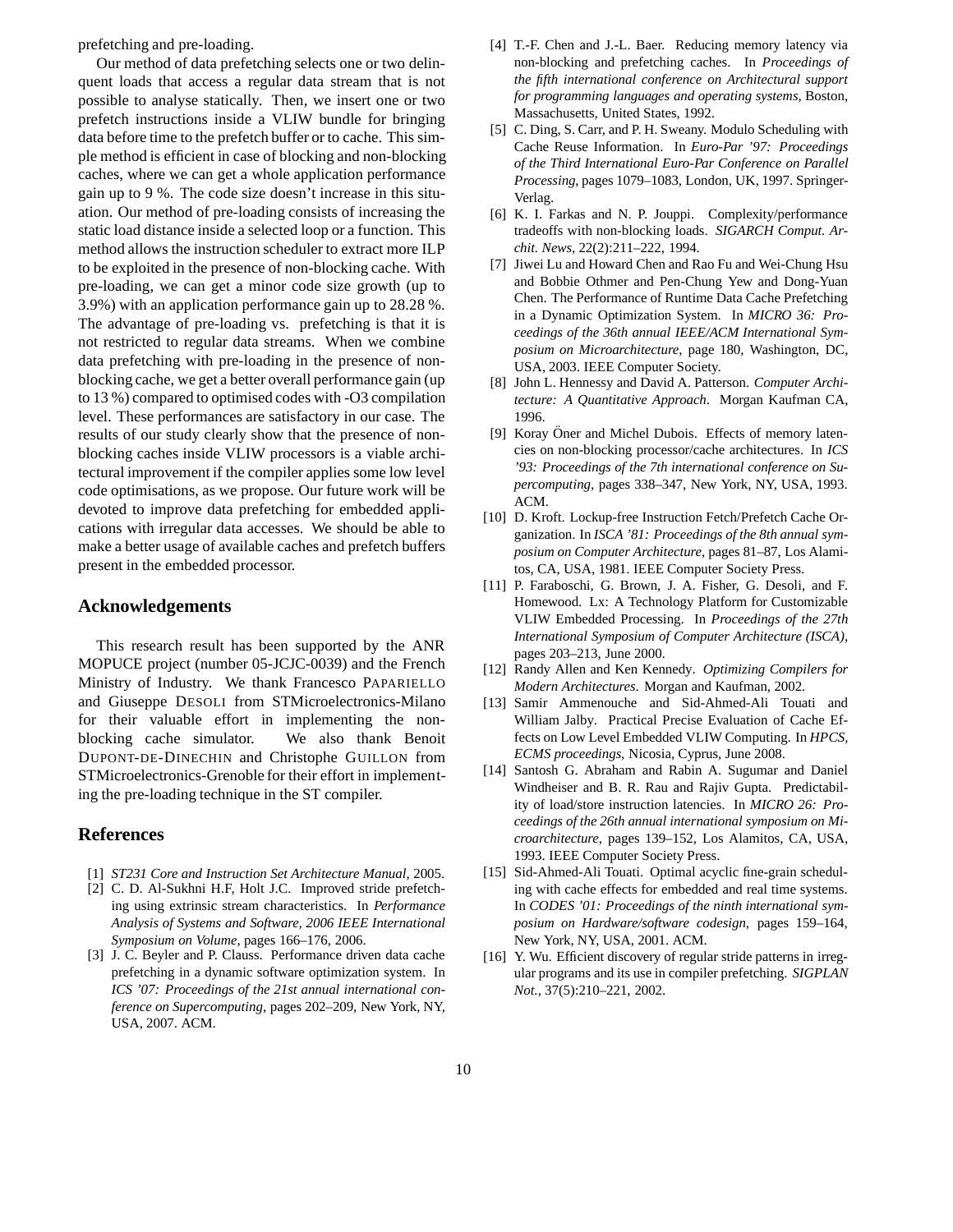prefetching and pre-loading.

Our method of data prefetching selects one or two delinquent loads that access a regular data stream that is not possible to analyse statically. Then, we insert one or two prefetch instructions inside a VLIW bundle for bringing data before time to the prefetch buffer or to cache. This simple method is efficient in case of blocking and non-blocking caches, where we can get a whole application performance gain up to 9 %. The code size doesn't increase in this situation. Our method of pre-loading consists of increasing the static load distance inside a selected loop or a function. This method allows the instruction scheduler to extract more ILP to be exploited in the presence of non-blocking cache. With pre-loading, we can get a minor code size growth (up to 3.9%) with an application performance gain up to 28.28 %. The advantage of pre-loading vs. prefetching is that it is not restricted to regular data streams. When we combine data prefetching with pre-loading in the presence of non-blocking cache, we get a better overall performance gain (up to 13 %) compared to optimised codes with -O3 compilation level. These performances are satisfactory in our case. The results of our study clearly show that the presence of non-blocking caches inside VLIW processors is a viable architectural improvement if the compiler applies some low level code optimisations, as we propose. Our future work will be devoted to improve data prefetching for embedded applications with irregular data accesses. We should be able to make a better usage of available caches and prefetch buffers present in the embedded processor.

## Acknowledgements

This research result has been supported by the ANR MOPUCE project (number 05-JCJC-0039) and the French Ministry of Industry. We thank Francesco PAPARIELLO and Giuseppe DESOLI from STMicroelectronics-Milano for their valuable effort in implementing the non-blocking cache simulator. We also thank Benoit DUPONT-DE-DINECHIN and Christophe GUILLON from STMicroelectronics-Grenoble for their effort in implementing the pre-loading technique in the ST compiler.

## References

[1] *ST231 Core and Instruction Set Architecture Manual*, 2005.

[2] C. D. Al-Sukhni H.F, Holt J.C. Improved stride prefetching using extrinsic stream characteristics. In *Performance Analysis of Systems and Software, 2006 IEEE International Symposium on Volume*, pages 166–176, 2006.

[3] J. C. Beyler and P. Clauss. Performance driven data cache prefetching in a dynamic software optimization system. In *ICS '07: Proceedings of the 21st annual international conference on Supercomputing*, pages 202–209, New York, NY, USA, 2007. ACM.

[4] T.-F. Chen and J.-L. Baer. Reducing memory latency via non-blocking and prefetching caches. In *Proceedings of the fifth international conference on Architectural support for programming languages and operating systems*, Boston, Massachusetts, United States, 1992.

[5] C. Ding, S. Carr, and P. H. Sweany. Modulo Scheduling with Cache Reuse Information. In *Euro-Par '97: Proceedings of the Third International Euro-Par Conference on Parallel Processing*, pages 1079–1083, London, UK, 1997. Springer-Verlag.

[6] K. I. Farkas and N. P. Jouppi. Complexity/performance tradeoffs with non-blocking loads. *SIGARCH Comput. Archit. News*, 22(2):211–222, 1994.

[7] Jiwei Lu and Howard Chen and Rao Fu and Wei-Chung Hsu and Bobbie Othmer and Pen-Chung Yew and Dong-Yuan Chen. The Performance of Runtime Data Cache Prefetching in a Dynamic Optimization System. In *MICRO 36: Proceedings of the 36th annual IEEE/ACM International Symposium on Microarchitecture*, page 180, Washington, DC, USA, 2003. IEEE Computer Society.

[8] John L. Hennessy and David A. Patterson. *Computer Architecture: A Quantitative Approach*. Morgan Kaufman CA, 1996.

[9] Koray Öner and Michel Dubois. Effects of memory latencies on non-blocking processor/cache architectures. In *ICS '93: Proceedings of the 7th international conference on Supercomputing*, pages 338–347, New York, NY, USA, 1993. ACM.

[10] D. Kroft. Lockup-free Instruction Fetch/Prefetch Cache Organization. In *ISCA '81: Proceedings of the 8th annual symposium on Computer Architecture*, pages 81–87, Los Alamitos, CA, USA, 1981. IEEE Computer Society Press.

[11] P. Faraboschi, G. Brown, J. A. Fisher, G. Desoli, and F. Homewood. Lx: A Technology Platform for Customizable VLIW Embedded Processing. In *Proceedings of the 27th International Symposium of Computer Architecture (ISCA)*, pages 203–213, June 2000.

[12] Randy Allen and Ken Kennedy. *Optimizing Compilers for Modern Architectures*. Morgan and Kaufman, 2002.

[13] Samir Ammenouche and Sid-Ahmed-Ali Touati and William Jalby. Practical Precise Evaluation of Cache Effects on Low Level Embedded VLIW Computing. In *HPCS, ECMS proceedings*, Nicosia, Cyprus, June 2008.

[14] Santosh G. Abraham and Rabin A. Sugumar and Daniel Windheiser and B. R. Rau and Rajiv Gupta. Predictability of load/store instruction latencies. In *MICRO 26: Proceedings of the 26th annual international symposium on Microarchitecture*, pages 139–152, Los Alamitos, CA, USA, 1993. IEEE Computer Society Press.

[15] Sid-Ahmed-Ali Touati. Optimal acyclic fine-grain scheduling with cache effects for embedded and real time systems. In *CODES '01: Proceedings of the ninth international symposium on Hardware/software codesign*, pages 159–164, New York, NY, USA, 2001. ACM.

[16] Y. Wu. Efficient discovery of regular stride patterns in irregular programs and its use in compiler prefetching. *SIGPLAN Not.*, 37(5):210–221, 2002.